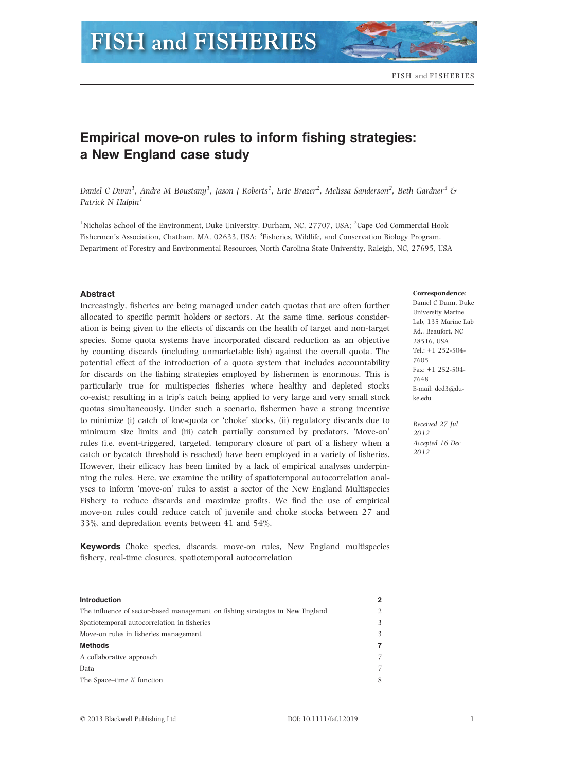# Empirical move-on rules to inform fishing strategies: a New England case study

*Daniel C Dunn[1], Andre M Boustany[1], Jason J Roberts[1], Eric Brazer[2], Melissa Sanderson[2], Beth Gardner[3] & Patrick N Halpin[1]*

[1]Nicholas School of the Environment, Duke University, Durham, NC, 27707, USA; [2]Cape Cod Commercial Hook Fishermen's Association, Chatham, MA, 02633, USA; [3]Fisheries, Wildlife, and Conservation Biology Program, Department of Forestry and Environmental Resources, North Carolina State University, Raleigh, NC, 27695, USA

**Correspondence**: Daniel C Dunn, Duke University Marine Lab, 135 Marine Lab Rd., Beaufort, NC 28516, USA
Tel.: +1 252-504-7605
Fax: +1 252-504-7648
E-mail: dcd3@duke.edu

*Received 27 Jul 2012*
*Accepted 16 Dec 2012*

## Abstract

Increasingly, fisheries are being managed under catch quotas that are often further allocated to specific permit holders or sectors. At the same time, serious consideration is being given to the effects of discards on the health of target and non-target species. Some quota systems have incorporated discard reduction as an objective by counting discards (including unmarketable fish) against the overall quota. The potential effect of the introduction of a quota system that includes accountability for discards on the fishing strategies employed by fishermen is enormous. This is particularly true for multispecies fisheries where healthy and depleted stocks co-exist; resulting in a trip's catch being applied to very large and very small stock quotas simultaneously. Under such a scenario, fishermen have a strong incentive to minimize (i) catch of low-quota or 'choke' stocks, (ii) regulatory discards due to minimum size limits and (iii) catch partially consumed by predators. 'Move-on' rules (i.e. event-triggered, targeted, temporary closure of part of a fishery when a catch or bycatch threshold is reached) have been employed in a variety of fisheries. However, their efficacy has been limited by a lack of empirical analyses underpinning the rules. Here, we examine the utility of spatiotemporal autocorrelation analyses to inform 'move-on' rules to assist a sector of the New England Multispecies Fishery to reduce discards and maximize profits. We find the use of empirical move-on rules could reduce catch of juvenile and choke stocks between 27 and 33%, and depredation events between 41 and 54%.

**Keywords** Choke species, discards, move-on rules, New England multispecies fishery, real-time closures, spatiotemporal autocorrelation

| | |
|---|---|
| **Introduction** | **2** |
| The influence of sector-based management on fishing strategies in New England | 2 |
| Spatiotemporal autocorrelation in fisheries | 3 |
| Move-on rules in fisheries management | 3 |
| **Methods** | **7** |
| A collaborative approach | 7 |
| Data | 7 |
| The Space–time *K* function | 8 |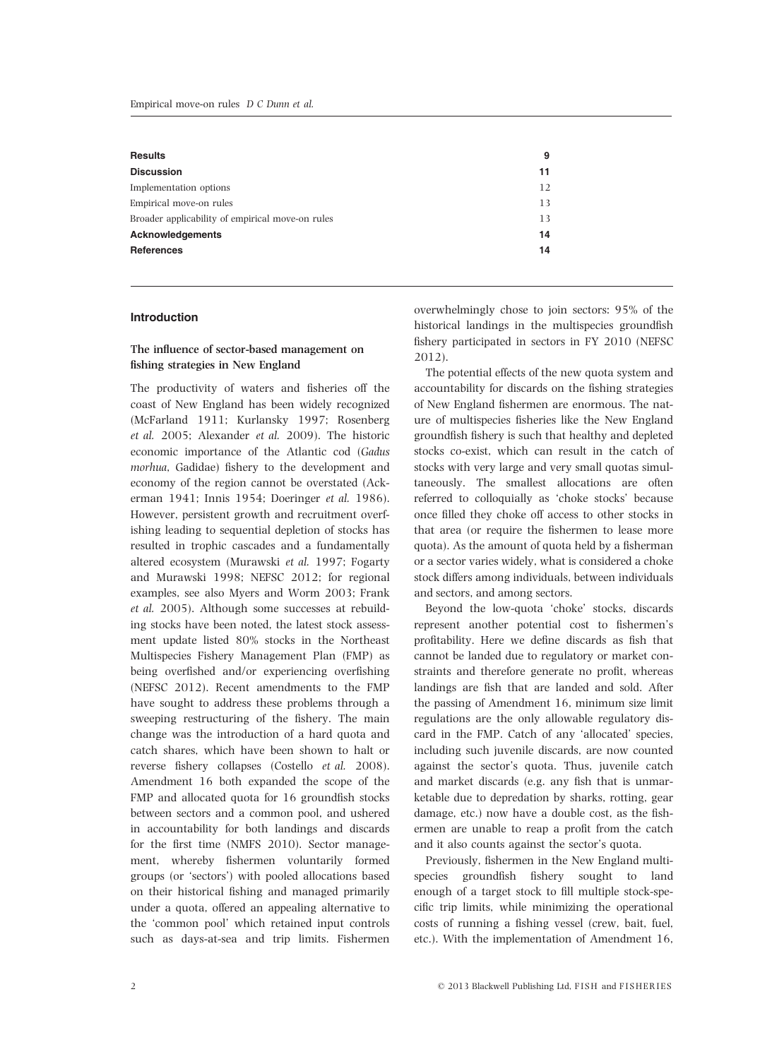| | |
|---|---|
| **Results** | **9** |
| **Discussion** | **11** |
| Implementation options | 12 |
| Empirical move-on rules | 13 |
| Broader applicability of empirical move-on rules | 13 |
| **Acknowledgements** | **14** |
| **References** | **14** |

## Introduction

### The influence of sector-based management on fishing strategies in New England

The productivity of waters and fisheries off the coast of New England has been widely recognized (McFarland 1911; Kurlansky 1997; Rosenberg *et al.* 2005; Alexander *et al.* 2009). The historic economic importance of the Atlantic cod (*Gadus morhua*, Gadidae) fishery to the development and economy of the region cannot be overstated (Ackerman 1941; Innis 1954; Doeringer *et al.* 1986). However, persistent growth and recruitment overfishing leading to sequential depletion of stocks has resulted in trophic cascades and a fundamentally altered ecosystem (Murawski *et al.* 1997; Fogarty and Murawski 1998; NEFSC 2012; for regional examples, see also Myers and Worm 2003; Frank *et al.* 2005). Although some successes at rebuilding stocks have been noted, the latest stock assessment update listed 80% stocks in the Northeast Multispecies Fishery Management Plan (FMP) as being overfished and/or experiencing overfishing (NEFSC 2012). Recent amendments to the FMP have sought to address these problems through a sweeping restructuring of the fishery. The main change was the introduction of a hard quota and catch shares, which have been shown to halt or reverse fishery collapses (Costello *et al.* 2008). Amendment 16 both expanded the scope of the FMP and allocated quota for 16 groundfish stocks between sectors and a common pool, and ushered in accountability for both landings and discards for the first time (NMFS 2010). Sector management, whereby fishermen voluntarily formed groups (or 'sectors') with pooled allocations based on their historical fishing and managed primarily under a quota, offered an appealing alternative to the 'common pool' which retained input controls such as days-at-sea and trip limits. Fishermen overwhelmingly chose to join sectors: 95% of the historical landings in the multispecies groundfish fishery participated in sectors in FY 2010 (NEFSC 2012).

The potential effects of the new quota system and accountability for discards on the fishing strategies of New England fishermen are enormous. The nature of multispecies fisheries like the New England groundfish fishery is such that healthy and depleted stocks co-exist, which can result in the catch of stocks with very large and very small quotas simultaneously. The smallest allocations are often referred to colloquially as 'choke stocks' because once filled they choke off access to other stocks in that area (or require the fishermen to lease more quota). As the amount of quota held by a fisherman or a sector varies widely, what is considered a choke stock differs among individuals, between individuals and sectors, and among sectors.

Beyond the low-quota 'choke' stocks, discards represent another potential cost to fishermen's profitability. Here we define discards as fish that cannot be landed due to regulatory or market constraints and therefore generate no profit, whereas landings are fish that are landed and sold. After the passing of Amendment 16, minimum size limit regulations are the only allowable regulatory discard in the FMP. Catch of any 'allocated' species, including such juvenile discards, are now counted against the sector's quota. Thus, juvenile catch and market discards (e.g. any fish that is unmarketable due to depredation by sharks, rotting, gear damage, etc.) now have a double cost, as the fishermen are unable to reap a profit from the catch and it also counts against the sector's quota.

Previously, fishermen in the New England multispecies groundfish fishery sought to land enough of a target stock to fill multiple stock-specific trip limits, while minimizing the operational costs of running a fishing vessel (crew, bait, fuel, etc.). With the implementation of Amendment 16,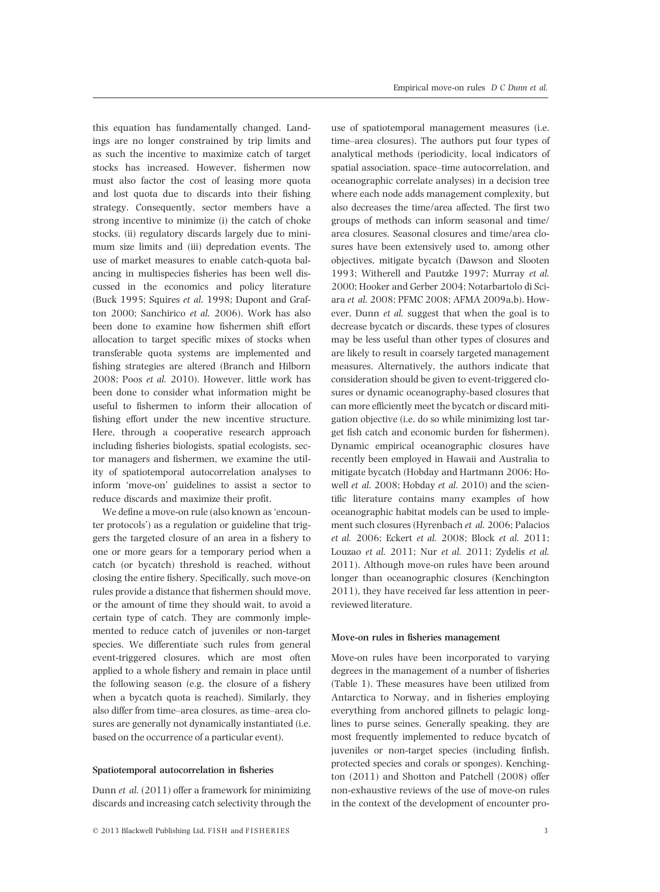this equation has fundamentally changed. Landings are no longer constrained by trip limits and as such the incentive to maximize catch of target stocks has increased. However, fishermen now must also factor the cost of leasing more quota and lost quota due to discards into their fishing strategy. Consequently, sector members have a strong incentive to minimize (i) the catch of choke stocks, (ii) regulatory discards largely due to minimum size limits and (iii) depredation events. The use of market measures to enable catch-quota balancing in multispecies fisheries has been well discussed in the economics and policy literature (Buck 1995; Squires *et al.* 1998; Dupont and Grafton 2000; Sanchirico *et al.* 2006). Work has also been done to examine how fishermen shift effort allocation to target specific mixes of stocks when transferable quota systems are implemented and fishing strategies are altered (Branch and Hilborn 2008; Poos *et al.* 2010). However, little work has been done to consider what information might be useful to fishermen to inform their allocation of fishing effort under the new incentive structure. Here, through a cooperative research approach including fisheries biologists, spatial ecologists, sector managers and fishermen, we examine the utility of spatiotemporal autocorrelation analyses to inform 'move-on' guidelines to assist a sector to reduce discards and maximize their profit.

We define a move-on rule (also known as 'encounter protocols') as a regulation or guideline that triggers the targeted closure of an area in a fishery to one or more gears for a temporary period when a catch (or bycatch) threshold is reached, without closing the entire fishery. Specifically, such move-on rules provide a distance that fishermen should move, or the amount of time they should wait, to avoid a certain type of catch. They are commonly implemented to reduce catch of juveniles or non-target species. We differentiate such rules from general event-triggered closures, which are most often applied to a whole fishery and remain in place until the following season (e.g. the closure of a fishery when a bycatch quota is reached). Similarly, they also differ from time–area closures, as time–area closures are generally not dynamically instantiated (i.e. based on the occurrence of a particular event).

### Spatiotemporal autocorrelation in fisheries

Dunn *et al.* (2011) offer a framework for minimizing discards and increasing catch selectivity through the use of spatiotemporal management measures (i.e. time–area closures). The authors put four types of analytical methods (periodicity, local indicators of spatial association, space–time autocorrelation, and oceanographic correlate analyses) in a decision tree where each node adds management complexity, but also decreases the time/area affected. The first two groups of methods can inform seasonal and time/area closures. Seasonal closures and time/area closures have been extensively used to, among other objectives, mitigate bycatch (Dawson and Slooten 1993; Witherell and Pautzke 1997; Murray *et al.* 2000; Hooker and Gerber 2004; Notarbartolo di Sciara *et al.* 2008; PFMC 2008; AFMA 2009a,b). However, Dunn *et al.* suggest that when the goal is to decrease bycatch or discards, these types of closures may be less useful than other types of closures and are likely to result in coarsely targeted management measures. Alternatively, the authors indicate that consideration should be given to event-triggered closures or dynamic oceanography-based closures that can more efficiently meet the bycatch or discard mitigation objective (i.e. do so while minimizing lost target fish catch and economic burden for fishermen). Dynamic empirical oceanographic closures have recently been employed in Hawaii and Australia to mitigate bycatch (Hobday and Hartmann 2006; Howell *et al.* 2008; Hobday *et al.* 2010) and the scientific literature contains many examples of how oceanographic habitat models can be used to implement such closures (Hyrenbach *et al.* 2006; Palacios *et al.* 2006; Eckert *et al.* 2008; Block *et al.* 2011; Louzao *et al.* 2011; Nur *et al.* 2011; Zydelis *et al.* 2011). Although move-on rules have been around longer than oceanographic closures (Kenchington 2011), they have received far less attention in peer-reviewed literature.

### Move-on rules in fisheries management

Move-on rules have been incorporated to varying degrees in the management of a number of fisheries (Table 1). These measures have been utilized from Antarctica to Norway, and in fisheries employing everything from anchored gillnets to pelagic longlines to purse seines. Generally speaking, they are most frequently implemented to reduce bycatch of juveniles or non-target species (including finfish, protected species and corals or sponges). Kenchington (2011) and Shotton and Patchell (2008) offer non-exhaustive reviews of the use of move-on rules in the context of the development of encounter pro-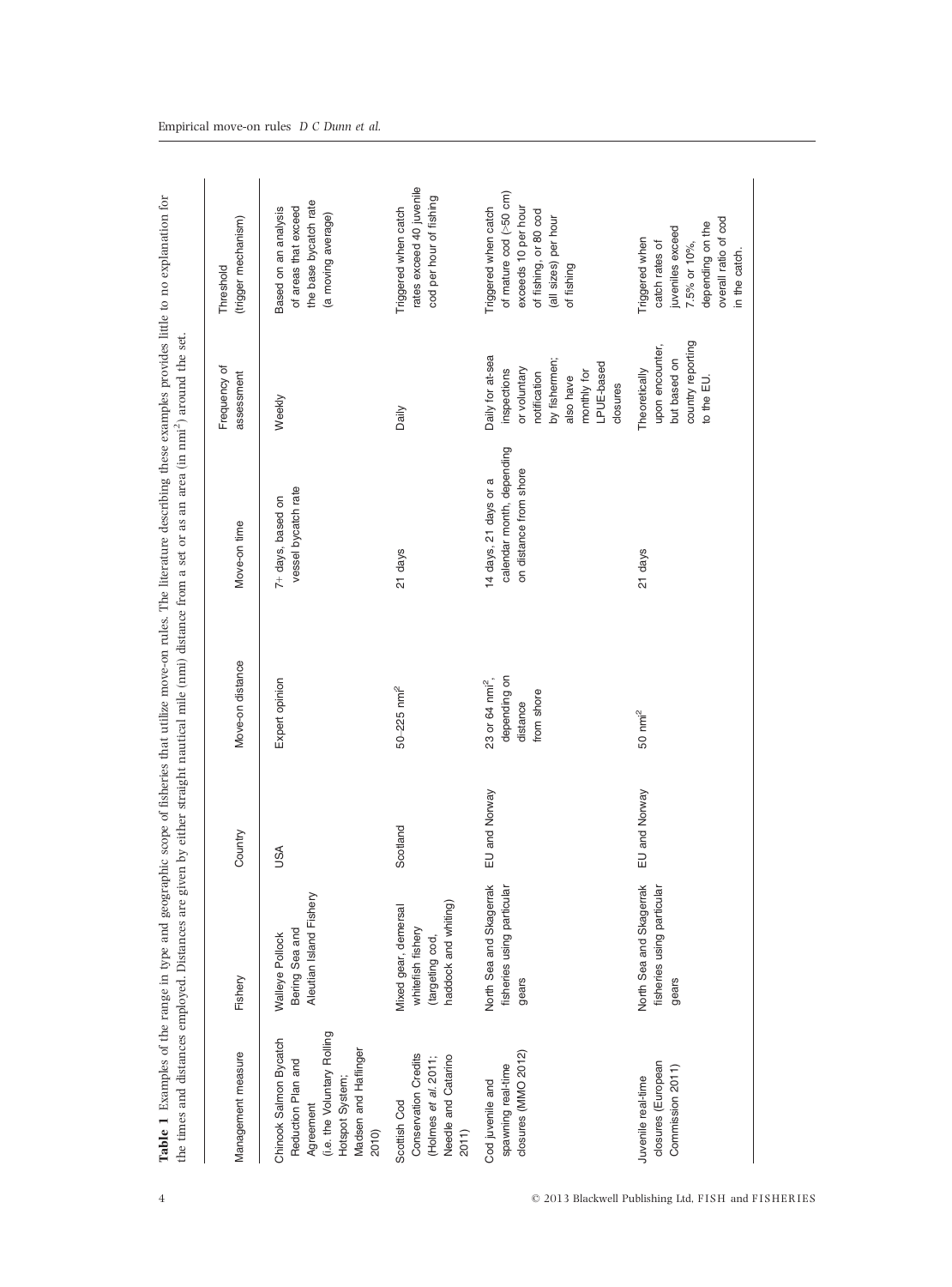**Table 1** Examples of the range in type and geographic scope of fisheries that utilize move-on rules. The literature describing these examples provides little to no explanation for the times and distances employed. Distances are given by either straight nautical mile (nmi) distance from a set or as an area (in nmi$^2$) around the set.

| Management measure | Fishery | Country | Move-on distance | Move-on time | Frequency of assessment | Threshold (trigger mechanism) |
|---|---|---|---|---|---|---|
| Chinook Salmon Bycatch Reduction Plan and Agreement (i.e. the Voluntary Rolling Hotspot System; Madsen and Haflinger 2010) | Walleye Pollock Bering Sea and Aleutian Island Fishery | USA | Expert opinion | 7+ days, based on vessel bycatch rate | Weekly | Based on an analysis of areas that exceed the base bycatch rate (a moving average) |
| Scottish Cod Conservation Credits (Holmes *et al.* 2011; Needle and Catarino 2011) | Mixed gear, demersal whitefish fishery (targeting cod, haddock and whiting) | Scotland | 50–225 nmi$^2$ | 21 days | Daily | Triggered when catch rates exceed 40 juvenile cod per hour of fishing |
| Cod juvenile and spawning real-time closures (MMO 2012) | North Sea and Skagerrak fisheries using particular gears | EU and Norway | 23 or 64 nmi$^2$, depending on distance from shore | 14 days, 21 days or a calendar month, depending on distance from shore | Daily for at-sea inspections or voluntary notification by fishermen; also have monthly for LPUE-based closures | Triggered when catch of mature cod (>50 cm) exceeds 10 per hour of fishing, or 80 cod (all sizes) per hour of fishing |
| Juvenile real-time closures (European Commission 2011) | North Sea and Skagerrak fisheries using particular gears | EU and Norway | 50 nmi$^2$ | 21 days | Theoretically upon encounter, but based on country reporting to the EU. | Triggered when catch rates of juveniles exceed 7.5% or 10%, depending on the overall ratio of cod in the catch. |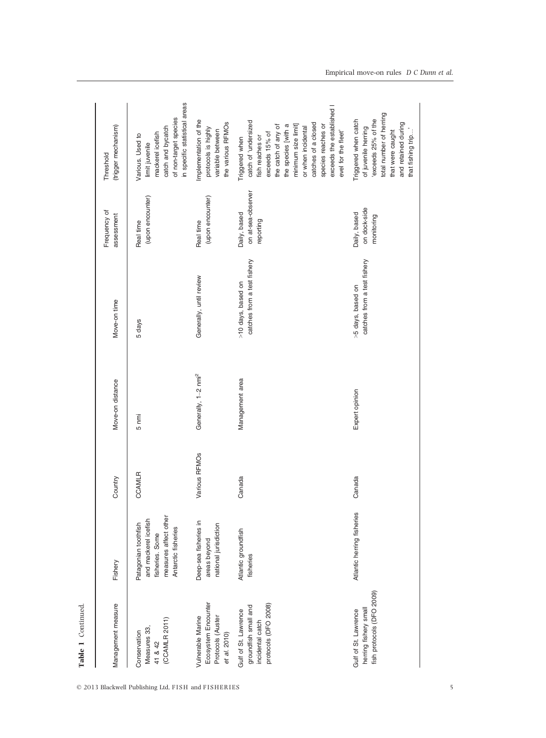**Table 1** Continued.

| Management measure | Fishery | Country | Move-on distance | Move-on time | Frequency of assessment | Threshold (trigger mechanism) |
|---|---|---|---|---|---|---|
| Conservation Measures 33, 41 & 42 (CCAMLR 2011) | Patagonian toothfish and mackerel icefish fisheries. Some measures affect other Antarctic fisheries | CCAMLR | 5 nmi | 5 days | Real time (upon encounter) | Various. Used to limit juvenile mackerel icefish catch and bycatch of non-target species in specific statistical areas |
| Vulnerable Marine Ecosystem Encounter Protocols (Auster *et al.* 2010) | Deep-sea fisheries in areas beyond national jurisdiction | Various RFMOs | Generally, 1–2 nmi$^2$ | Generally, until review | Real time (upon encounter) | Implementation of the protocols is highly variable between the various RFMOs |
| Gulf of St. Lawrence groundfish small and incidental catch protocols (DFO 2008) | Atlantic groundfish fisheries | Canada | Management area | >10 days, based on catches from a test fishery | Daily, based on at-sea-observer reporting | Triggered when catch of 'undersized fish reaches or exceeds 15% of the catch of any of the species [with a minimum size limit] or when incidental catches of a closed species reaches or exceeds the established level for the fleet' |
| Gulf of St. Lawrence herring fishery small fish protocols (DFO 2009) | Atlantic herring fisheries | Canada | Expert opinion | >5 days, based on catches from a test fishery | Daily, based on dock-side monitoring | Triggered when catch of juvenile herring 'exceeds 25% of the total number of herring that were caught and retained during that fishing trip…' |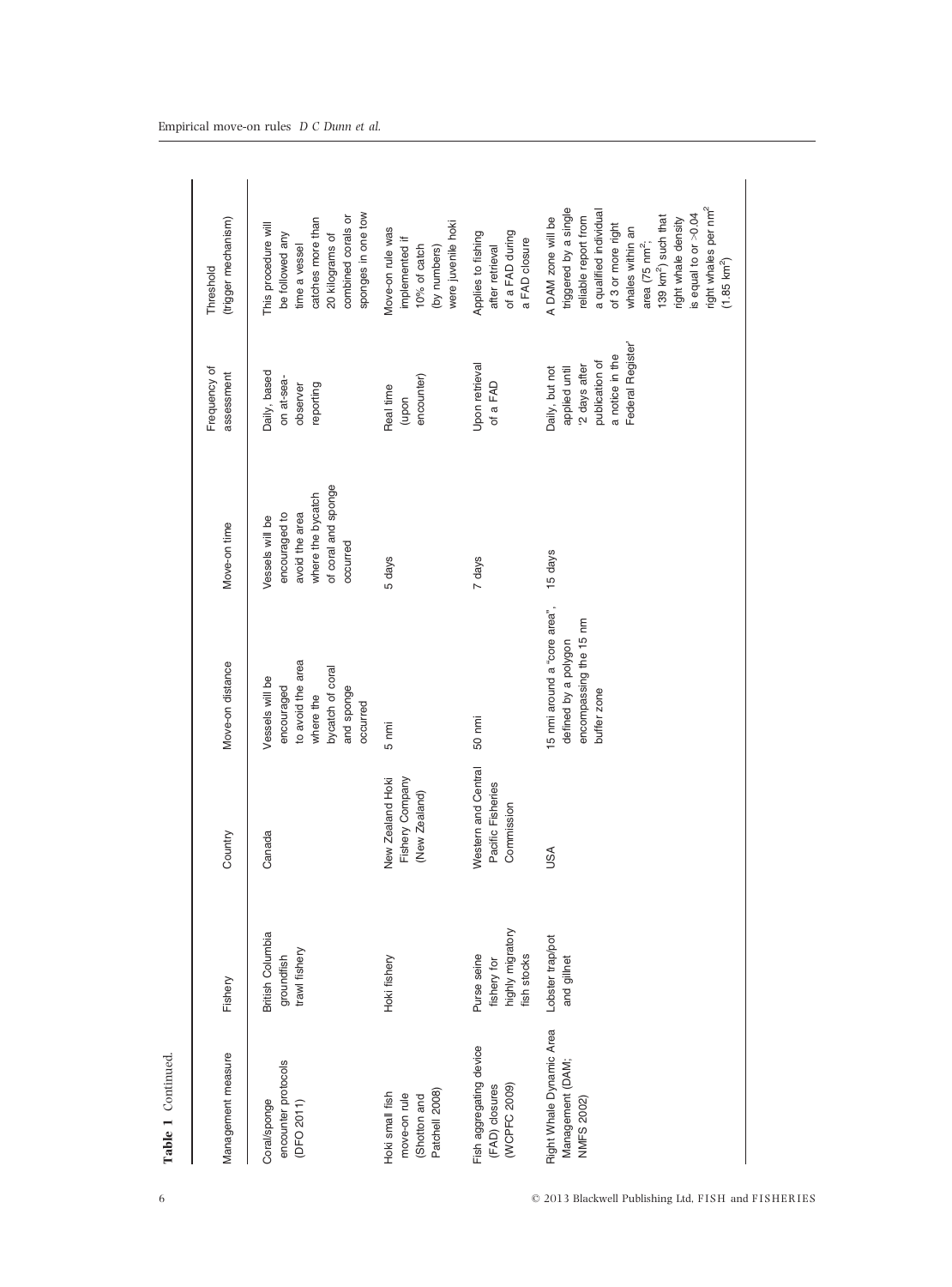**Table 1** Continued.

| Management measure | Fishery | Country | Move-on distance | Move-on time | Frequency of assessment | Threshold (trigger mechanism) |
|---|---|---|---|---|---|---|
| Coral/sponge encounter protocols (DFO 2011) | British Columbia groundfish trawl fishery | Canada | Vessels will be encouraged to avoid the area where the bycatch of coral and sponge occurred | Vessels will be encouraged to avoid the area where the bycatch of coral and sponge occurred | Daily, based on at-sea-observer reporting | This procedure will be followed any time a vessel catches more than 20 kilograms of combined corals or sponges in one tow |
| Hoki small fish move-on rule (Shotton and Patchell 2008) | Hoki fishery | New Zealand Hoki Fishery Company (New Zealand) | 5 nmi | 5 days | Real time (upon encounter) | Move-on rule was implemented if 10% of catch (by numbers) were juvenile hoki |
| Fish aggregating device (FAD) closures (WCPFC 2009) | Purse seine fishery for highly migratory fish stocks | Western and Central Pacific Fisheries Commission | 50 nmi | 7 days | Upon retrieval of a FAD | Applies to fishing after retrieval of a FAD during a FAD closure |
| Right Whale Dynamic Area Management (DAM; NMFS 2002) | Lobster trap/pot and gillnet | USA | 15 nmi around a “core area”, defined by a polygon encompassing the 15 nm buffer zone | 15 days | Daily, but not applied until '2 days after publication of a notice in the Federal Register' | A DAM zone will be triggered by a single reliable report from a qualified individual of 3 or more right whales within an area (75 nm$^2$; 139 km$^2$) such that right whale density is equal to or >0.04 right whales per nm$^2$ (1.85 km$^2$) |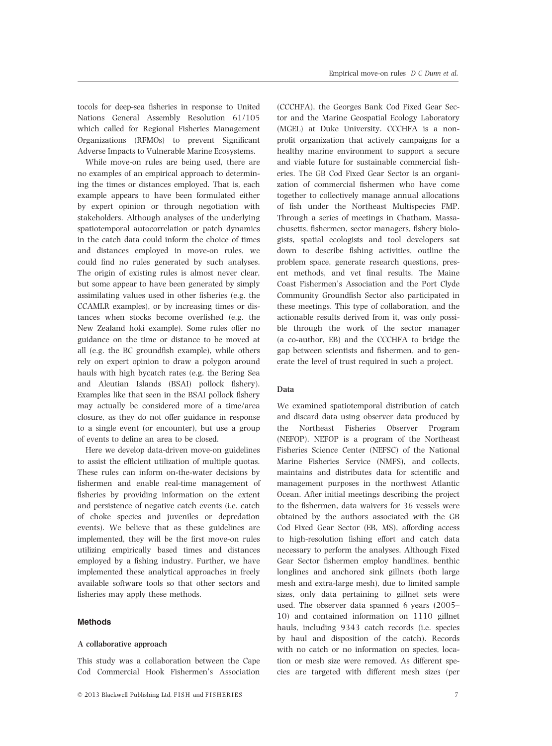tocols for deep-sea fisheries in response to United Nations General Assembly Resolution 61/105 which called for Regional Fisheries Management Organizations (RFMOs) to prevent Significant Adverse Impacts to Vulnerable Marine Ecosystems.

While move-on rules are being used, there are no examples of an empirical approach to determining the times or distances employed. That is, each example appears to have been formulated either by expert opinion or through negotiation with stakeholders. Although analyses of the underlying spatiotemporal autocorrelation or patch dynamics in the catch data could inform the choice of times and distances employed in move-on rules, we could find no rules generated by such analyses. The origin of existing rules is almost never clear, but some appear to have been generated by simply assimilating values used in other fisheries (e.g. the CCAMLR examples), or by increasing times or distances when stocks become overfished (e.g. the New Zealand hoki example). Some rules offer no guidance on the time or distance to be moved at all (e.g. the BC groundfish example), while others rely on expert opinion to draw a polygon around hauls with high bycatch rates (e.g. the Bering Sea and Aleutian Islands (BSAI) pollock fishery). Examples like that seen in the BSAI pollock fishery may actually be considered more of a time/area closure, as they do not offer guidance in response to a single event (or encounter), but use a group of events to define an area to be closed.

Here we develop data-driven move-on guidelines to assist the efficient utilization of multiple quotas. These rules can inform on-the-water decisions by fishermen and enable real-time management of fisheries by providing information on the extent and persistence of negative catch events (i.e. catch of choke species and juveniles or depredation events). We believe that as these guidelines are implemented, they will be the first move-on rules utilizing empirically based times and distances employed by a fishing industry. Further, we have implemented these analytical approaches in freely available software tools so that other sectors and fisheries may apply these methods.

## Methods

### A collaborative approach

This study was a collaboration between the Cape Cod Commercial Hook Fishermen's Association (CCCHFA), the Georges Bank Cod Fixed Gear Sector and the Marine Geospatial Ecology Laboratory (MGEL) at Duke University. CCCHFA is a nonprofit organization that actively campaigns for a healthy marine environment to support a secure and viable future for sustainable commercial fisheries. The GB Cod Fixed Gear Sector is an organization of commercial fishermen who have come together to collectively manage annual allocations of fish under the Northeast Multispecies FMP. Through a series of meetings in Chatham, Massachusetts, fishermen, sector managers, fishery biologists, spatial ecologists and tool developers sat down to describe fishing activities, outline the problem space, generate research questions, present methods, and vet final results. The Maine Coast Fishermen's Association and the Port Clyde Community Groundfish Sector also participated in these meetings. This type of collaboration, and the actionable results derived from it, was only possible through the work of the sector manager (a co-author, EB) and the CCCHFA to bridge the gap between scientists and fishermen, and to generate the level of trust required in such a project.

### Data

We examined spatiotemporal distribution of catch and discard data using observer data produced by the Northeast Fisheries Observer Program (NEFOP). NEFOP is a program of the Northeast Fisheries Science Center (NEFSC) of the National Marine Fisheries Service (NMFS), and collects, maintains and distributes data for scientific and management purposes in the northwest Atlantic Ocean. After initial meetings describing the project to the fishermen, data waivers for 36 vessels were obtained by the authors associated with the GB Cod Fixed Gear Sector (EB, MS), affording access to high-resolution fishing effort and catch data necessary to perform the analyses. Although Fixed Gear Sector fishermen employ handlines, benthic longlines and anchored sink gillnets (both large mesh and extra-large mesh), due to limited sample sizes, only data pertaining to gillnet sets were used. The observer data spanned 6 years (2005–10) and contained information on 1110 gillnet hauls, including 9343 catch records (i.e. species by haul and disposition of the catch). Records with no catch or no information on species, location or mesh size were removed. As different species are targeted with different mesh sizes (per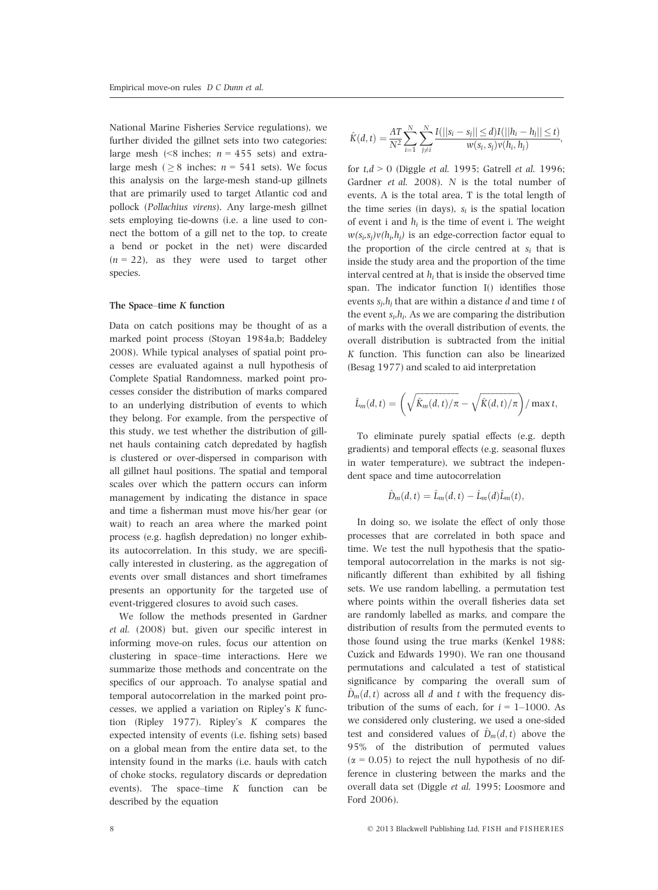National Marine Fisheries Service regulations), we further divided the gillnet sets into two categories: large mesh (<8 inches; $n = 455$ sets) and extra-large mesh ($\geq 8$ inches; $n = 541$ sets). We focus this analysis on the large-mesh stand-up gillnets that are primarily used to target Atlantic cod and pollock (*Pollachius virens*). Any large-mesh gillnet sets employing tie-downs (i.e. a line used to connect the bottom of a gill net to the top, to create a bend or pocket in the net) were discarded ($n = 22$), as they were used to target other species.

### The Space–time *K* function

Data on catch positions may be thought of as a marked point process (Stoyan 1984a,b; Baddeley 2008). While typical analyses of spatial point processes are evaluated against a null hypothesis of Complete Spatial Randomness, marked point processes consider the distribution of marks compared to an underlying distribution of events to which they belong. For example, from the perspective of this study, we test whether the distribution of gillnet hauls containing catch depredated by hagfish is clustered or over-dispersed in comparison with all gillnet haul positions. The spatial and temporal scales over which the pattern occurs can inform management by indicating the distance in space and time a fisherman must move his/her gear (or wait) to reach an area where the marked point process (e.g. hagfish depredation) no longer exhibits autocorrelation. In this study, we are specifically interested in clustering, as the aggregation of events over small distances and short timeframes presents an opportunity for the targeted use of event-triggered closures to avoid such cases.

We follow the methods presented in Gardner *et al.* (2008) but, given our specific interest in informing move-on rules, focus our attention on clustering in space–time interactions. Here we summarize those methods and concentrate on the specifics of our approach. To analyse spatial and temporal autocorrelation in the marked point processes, we applied a variation on Ripley's *K* function (Ripley 1977). Ripley's *K* compares the expected intensity of events (i.e. fishing sets) based on a global mean from the entire data set, to the intensity found in the marks (i.e. hauls with catch of choke stocks, regulatory discards or depredation events). The space–time *K* function can be described by the equation

$$\hat{K}(d,t) = \frac{AT}{N^2} \sum_{i=1}^{N} \sum_{j \neq i}^{N} \frac{I(||s_i - s_j|| \leq d) I(||h_i - h_j|| \leq t)}{w(s_i, s_j) v(h_i, h_j)},$$

for $t,d > 0$ (Diggle *et al.* 1995; Gatrell *et al.* 1996; Gardner *et al.* 2008). $N$ is the total number of events, A is the total area, T is the total length of the time series (in days), $s_i$ is the spatial location of event i and $h_i$ is the time of event i. The weight $w(s_i,s_j)v(h_i,h_j)$ is an edge-correction factor equal to the proportion of the circle centred at $s_i$ that is inside the study area and the proportion of the time interval centred at $h_i$ that is inside the observed time span. The indicator function I() identifies those events $s_j,h_j$ that are within a distance $d$ and time $t$ of the event $s_i,h_i$. As we are comparing the distribution of marks with the overall distribution of events, the overall distribution is subtracted from the initial *K* function. This function can also be linearized (Besag 1977) and scaled to aid interpretation

$$\hat{L}_m(d,t) = \left(\sqrt{\hat{K}_m(d,t)/\pi} - \sqrt{\hat{K}(d,t)/\pi}\right) / \max t,$$

To eliminate purely spatial effects (e.g. depth gradients) and temporal effects (e.g. seasonal fluxes in water temperature), we subtract the independent space and time autocorrelation

$$\hat{D}_m(d,t) = \hat{L}_m(d,t) - \hat{L}_m(d)\hat{L}_m(t),$$

In doing so, we isolate the effect of only those processes that are correlated in both space and time. We test the null hypothesis that the spatio-temporal autocorrelation in the marks is not significantly different than exhibited by all fishing sets. We use random labelling, a permutation test where points within the overall fisheries data set are randomly labelled as marks, and compare the distribution of results from the permuted events to those found using the true marks (Kenkel 1988; Cuzick and Edwards 1990). We ran one thousand permutations and calculated a test of statistical significance by comparing the overall sum of $\hat{D}_m(d,t)$ across all $d$ and $t$ with the frequency distribution of the sums of each, for $i = 1$–$1000$. As we considered only clustering, we used a one-sided test and considered values of $\hat{D}_m(d,t)$ above the 95% of the distribution of permuted values ($\alpha = 0.05$) to reject the null hypothesis of no difference in clustering between the marks and the overall data set (Diggle *et al.* 1995; Loosmore and Ford 2006).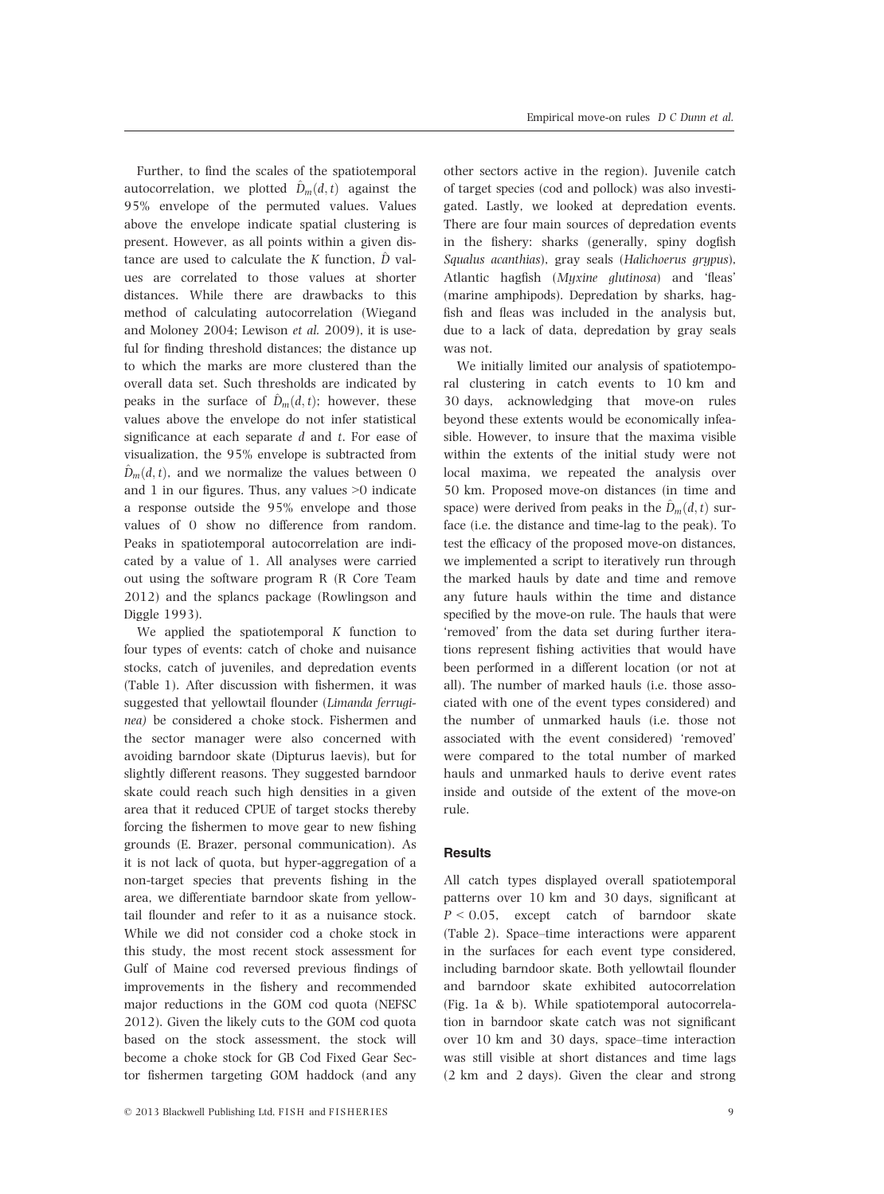Further, to find the scales of the spatiotemporal autocorrelation, we plotted $\hat{D}_m(d,t)$ against the 95% envelope of the permuted values. Values above the envelope indicate spatial clustering is present. However, as all points within a given distance are used to calculate the K function, $\hat{D}$ values are correlated to those values at shorter distances. While there are drawbacks to this method of calculating autocorrelation (Wiegand and Moloney 2004; Lewison *et al.* 2009), it is useful for finding threshold distances; the distance up to which the marks are more clustered than the overall data set. Such thresholds are indicated by peaks in the surface of $\hat{D}_m(d,t)$; however, these values above the envelope do not infer statistical significance at each separate $d$ and $t$. For ease of visualization, the 95% envelope is subtracted from $\hat{D}_m(d,t)$, and we normalize the values between 0 and 1 in our figures. Thus, any values >0 indicate a response outside the 95% envelope and those values of 0 show no difference from random. Peaks in spatiotemporal autocorrelation are indicated by a value of 1. All analyses were carried out using the software program R (R Core Team 2012) and the splancs package (Rowlingson and Diggle 1993).

We applied the spatiotemporal K function to four types of events: catch of choke and nuisance stocks, catch of juveniles, and depredation events (Table 1). After discussion with fishermen, it was suggested that yellowtail flounder (*Limanda ferruginea)* be considered a choke stock. Fishermen and the sector manager were also concerned with avoiding barndoor skate (Dipturus laevis), but for slightly different reasons. They suggested barndoor skate could reach such high densities in a given area that it reduced CPUE of target stocks thereby forcing the fishermen to move gear to new fishing grounds (E. Brazer, personal communication). As it is not lack of quota, but hyper-aggregation of a non-target species that prevents fishing in the area, we differentiate barndoor skate from yellowtail flounder and refer to it as a nuisance stock. While we did not consider cod a choke stock in this study, the most recent stock assessment for Gulf of Maine cod reversed previous findings of improvements in the fishery and recommended major reductions in the GOM cod quota (NEFSC 2012). Given the likely cuts to the GOM cod quota based on the stock assessment, the stock will become a choke stock for GB Cod Fixed Gear Sector fishermen targeting GOM haddock (and any other sectors active in the region). Juvenile catch of target species (cod and pollock) was also investigated. Lastly, we looked at depredation events. There are four main sources of depredation events in the fishery: sharks (generally, spiny dogfish *Squalus acanthias*), gray seals (*Halichoerus grypus*), Atlantic hagfish (*Myxine glutinosa*) and 'fleas' (marine amphipods). Depredation by sharks, hagfish and fleas was included in the analysis but, due to a lack of data, depredation by gray seals was not.

We initially limited our analysis of spatiotemporal clustering in catch events to 10 km and 30 days, acknowledging that move-on rules beyond these extents would be economically infeasible. However, to insure that the maxima visible within the extents of the initial study were not local maxima, we repeated the analysis over 50 km. Proposed move-on distances (in time and space) were derived from peaks in the $\hat{D}_m(d,t)$ surface (i.e. the distance and time-lag to the peak). To test the efficacy of the proposed move-on distances, we implemented a script to iteratively run through the marked hauls by date and time and remove any future hauls within the time and distance specified by the move-on rule. The hauls that were 'removed' from the data set during further iterations represent fishing activities that would have been performed in a different location (or not at all). The number of marked hauls (i.e. those associated with one of the event types considered) and the number of unmarked hauls (i.e. those not associated with the event considered) 'removed' were compared to the total number of marked hauls and unmarked hauls to derive event rates inside and outside of the extent of the move-on rule.

## Results

All catch types displayed overall spatiotemporal patterns over 10 km and 30 days, significant at $P < 0.05$, except catch of barndoor skate (Table 2). Space–time interactions were apparent in the surfaces for each event type considered, including barndoor skate. Both yellowtail flounder and barndoor skate exhibited autocorrelation (Fig. 1a & b). While spatiotemporal autocorrelation in barndoor skate catch was not significant over 10 km and 30 days, space–time interaction was still visible at short distances and time lags (2 km and 2 days). Given the clear and strong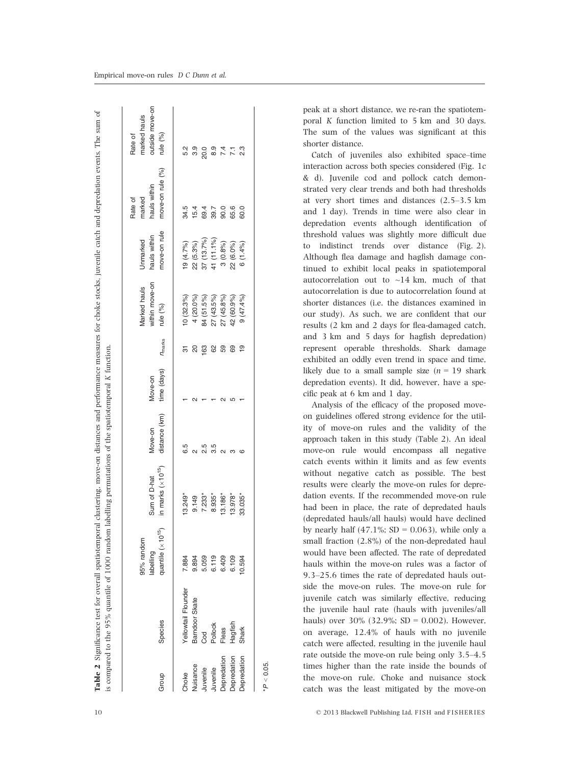**Table 2** Significance test for overall spatiotemporal clustering, move-on distances and performance measures for choke stocks, juvenile catch and depredation events. The sum of is compared to the 95% quantile of 1000 random labelling permutations of the spatiotemporal *K* function.

| Group | Species | 95% random labelling quantile ($\times 10^{15}$) | Sum of D-hat in marks ($\times 10^{15}$) | Move-on distance (km) | Move-on time (days) | $n_{\text{marks}}$ | Marked hauls within move-on rule (%) | Unmarked hauls within move-on rule | Rate of marked hauls within move-on rule (%) | Rate of marked hauls outside move-on rule (%) |
|---|---|---|---|---|---|---|---|---|---|---|
| Choke | Yellowtail Flounder | 7.884 | 13.249* | 6.5 | 1 | 31 | 10 (32.3%) | 19 (4.7%) | 34.5 | 5.2 |
| Nuisance | Barndoor Skate | 9.894 | 9.149 | 2 | 2 | 20 | 4 (20.0%) | 22 (5.3%) | 15.4 | 3.9 |
| Juvenile | Cod | 5.059 | 7.233* | 2.5 | 1 | 163 | 84 (51.5%) | 37 (13.7%) | 69.4 | 20.0 |
| Juvenile | Pollock | 6.119 | 8.935* | 3.5 | 1 | 62 | 27 (43.5%) | 41 (11.1%) | 39.7 | 8.9 |
| Depredation | Fleas | 6.409 | 13.186* | 2 | 2 | 59 | 27 (45.8%) | 3 (0.8%) | 90.0 | 7.4 |
| Depredation | Hagfish | 6.109 | 13.978* | 3 | 5 | 69 | 42 (60.9%) | 22 (6.0%) | 65.6 | 7.1 |
| Depredation | Shark | 10.594 | 33.035* | 6 | 1 | 19 | 9 (47.4%) | 6 (1.4%) | 60.0 | 2.3 |

*$P < 0.05$.

peak at a short distance, we re-ran the spatiotemporal *K* function limited to 5 km and 30 days. The sum of the values was significant at this shorter distance.

Catch of juveniles also exhibited space–time interaction across both species considered (Fig. 1c & d). Juvenile cod and pollock catch demonstrated very clear trends and both had thresholds at very short times and distances (2.5–3.5 km and 1 day). Trends in time were also clear in depredation events although identification of threshold values was slightly more difficult due to indistinct trends over distance (Fig. 2). Although flea damage and hagfish damage continued to exhibit local peaks in spatiotemporal autocorrelation out to ~14 km, much of that autocorrelation is due to autocorrelation found at shorter distances (i.e. the distances examined in our study). As such, we are confident that our results (2 km and 2 days for flea-damaged catch, and 3 km and 5 days for hagfish depredation) represent operable thresholds. Shark damage exhibited an oddly even trend in space and time, likely due to a small sample size ($n = 19$ shark depredation events). It did, however, have a specific peak at 6 km and 1 day.

Analysis of the efficacy of the proposed move-on guidelines offered strong evidence for the utility of move-on rules and the validity of the approach taken in this study (Table 2). An ideal move-on rule would encompass all negative catch events within it limits and as few events without negative catch as possible. The best results were clearly the move-on rules for depredation events. If the recommended move-on rule had been in place, the rate of depredated hauls (depredated hauls/all hauls) would have declined by nearly half (47.1%; SD = 0.063), while only a small fraction (2.8%) of the non-depredated haul would have been affected. The rate of depredated hauls within the move-on rules was a factor of 9.3–25.6 times the rate of depredated hauls outside the move-on rules. The move-on rule for juvenile catch was similarly effective, reducing the juvenile haul rate (hauls with juveniles/all hauls) over 30% (32.9%; SD = 0.002). However, on average, 12.4% of hauls with no juvenile catch were affected, resulting in the juvenile haul rate outside the move-on rule being only 3.5–4.5 times higher than the rate inside the bounds of the move-on rule. Choke and nuisance stock catch was the least mitigated by the move-on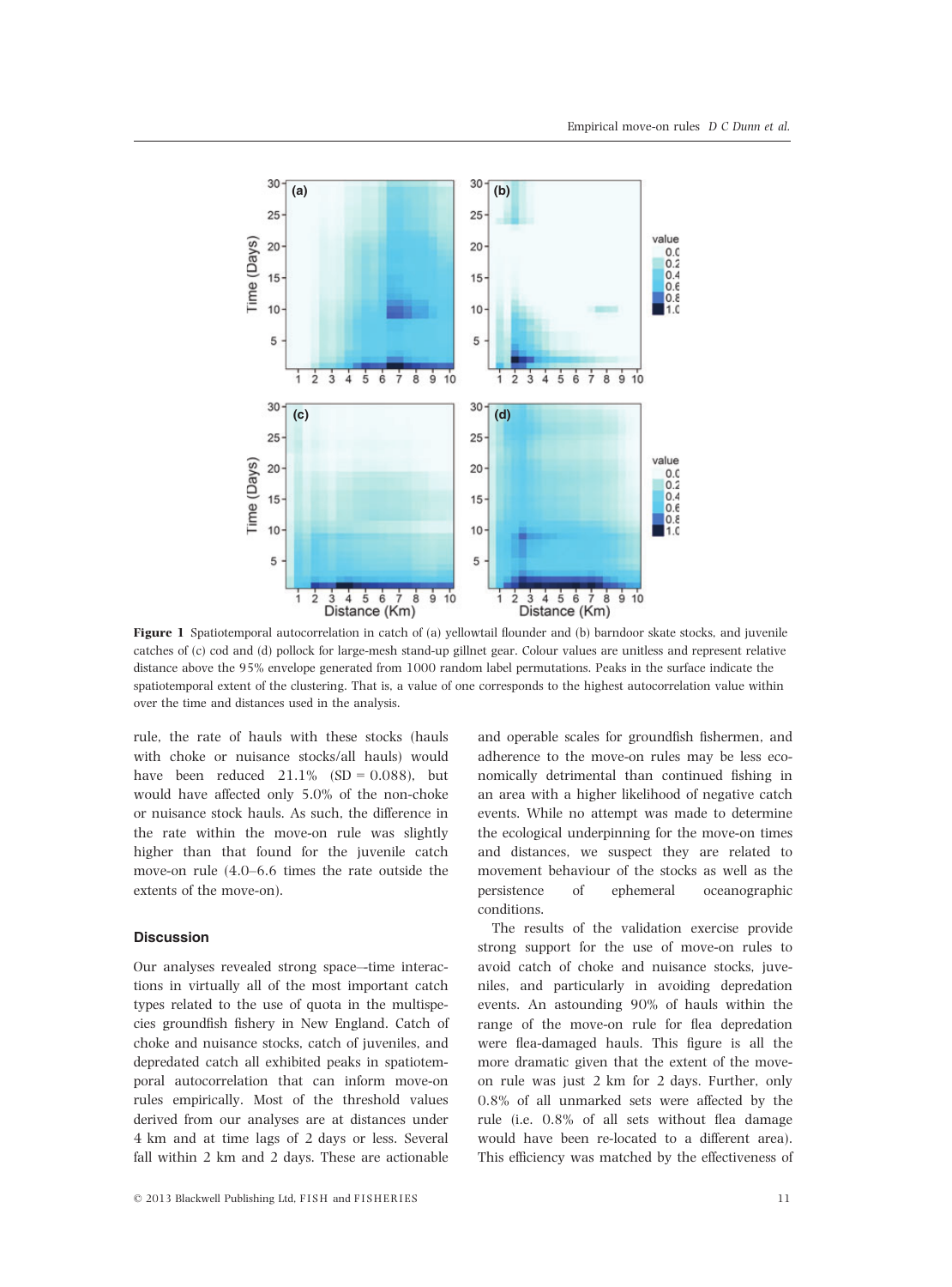**Figure 1** Spatiotemporal autocorrelation in catch of (a) yellowtail flounder and (b) barndoor skate stocks, and juvenile catches of (c) cod and (d) pollock for large-mesh stand-up gillnet gear. Colour values are unitless and represent relative distance above the 95% envelope generated from 1000 random label permutations. Peaks in the surface indicate the spatiotemporal extent of the clustering. That is, a value of one corresponds to the highest autocorrelation value within over the time and distances used in the analysis.

rule, the rate of hauls with these stocks (hauls with choke or nuisance stocks/all hauls) would have been reduced 21.1% (SD = 0.088), but would have affected only 5.0% of the non-choke or nuisance stock hauls. As such, the difference in the rate within the move-on rule was slightly higher than that found for the juvenile catch move-on rule (4.0–6.6 times the rate outside the extents of the move-on).

## Discussion

Our analyses revealed strong space–time interactions in virtually all of the most important catch types related to the use of quota in the multispecies groundfish fishery in New England. Catch of choke and nuisance stocks, catch of juveniles, and depredated catch all exhibited peaks in spatiotemporal autocorrelation that can inform move-on rules empirically. Most of the threshold values derived from our analyses are at distances under 4 km and at time lags of 2 days or less. Several fall within 2 km and 2 days. These are actionable and operable scales for groundfish fishermen, and adherence to the move-on rules may be less economically detrimental than continued fishing in an area with a higher likelihood of negative catch events. While no attempt was made to determine the ecological underpinning for the move-on times and distances, we suspect they are related to movement behaviour of the stocks as well as the persistence of ephemeral oceanographic conditions.

The results of the validation exercise provide strong support for the use of move-on rules to avoid catch of choke and nuisance stocks, juveniles, and particularly in avoiding depredation events. An astounding 90% of hauls within the range of the move-on rule for flea depredation were flea-damaged hauls. This figure is all the more dramatic given that the extent of the move-on rule was just 2 km for 2 days. Further, only 0.8% of all unmarked sets were affected by the rule (i.e. 0.8% of all sets without flea damage would have been re-located to a different area). This efficiency was matched by the effectiveness of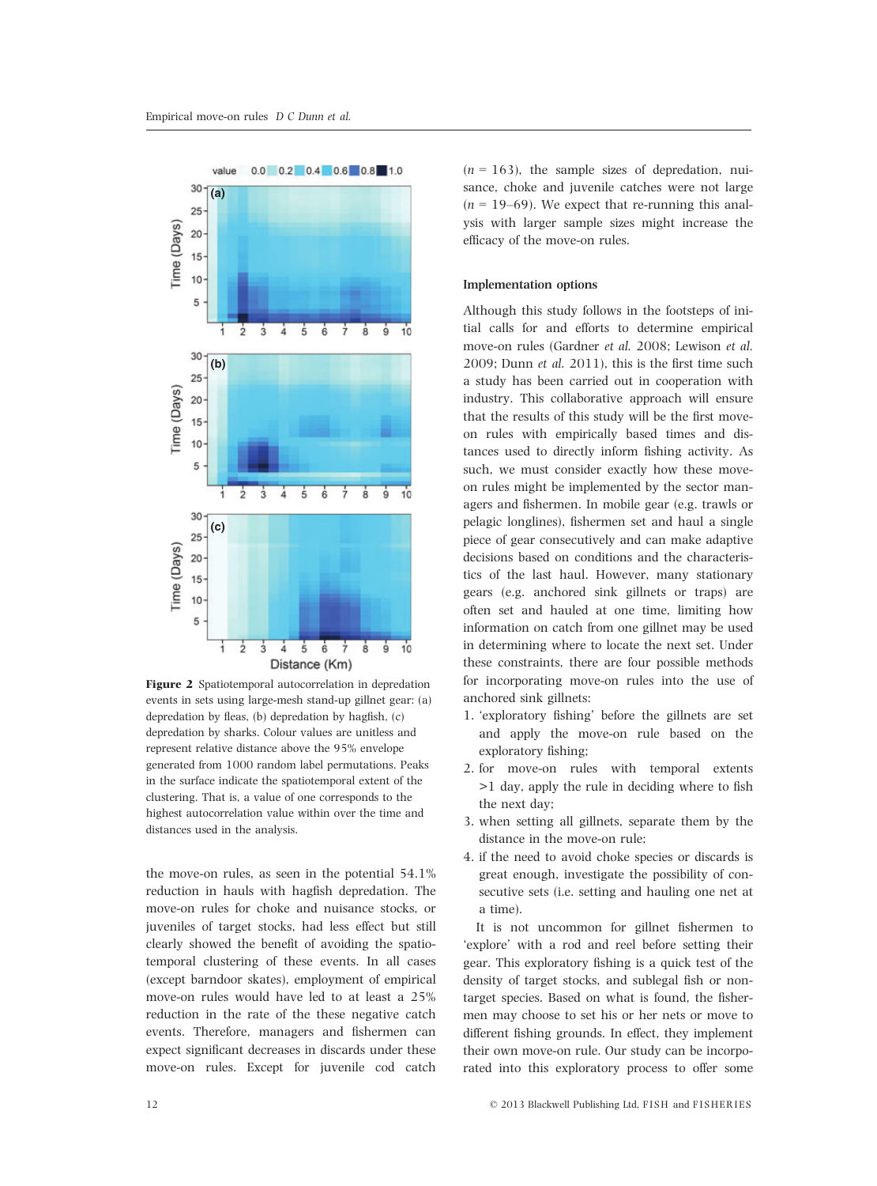**Figure 2** Spatiotemporal autocorrelation in depredation events in sets using large-mesh stand-up gillnet gear: (a) depredation by fleas, (b) depredation by hagfish, (c) depredation by sharks. Colour values are unitless and represent relative distance above the 95% envelope generated from 1000 random label permutations. Peaks in the surface indicate the spatiotemporal extent of the clustering. That is, a value of one corresponds to the highest autocorrelation value within over the time and distances used in the analysis.

the move-on rules, as seen in the potential 54.1% reduction in hauls with hagfish depredation. The move-on rules for choke and nuisance stocks, or juveniles of target stocks, had less effect but still clearly showed the benefit of avoiding the spatiotemporal clustering of these events. In all cases (except barndoor skates), employment of empirical move-on rules would have led to at least a 25% reduction in the rate of the these negative catch events. Therefore, managers and fishermen can expect significant decreases in discards under these move-on rules. Except for juvenile cod catch ($n = 163$), the sample sizes of depredation, nuisance, choke and juvenile catches were not large ($n = 19$–$69$). We expect that re-running this analysis with larger sample sizes might increase the efficacy of the move-on rules.

### Implementation options

Although this study follows in the footsteps of initial calls for and efforts to determine empirical move-on rules (Gardner *et al.* 2008; Lewison *et al.* 2009; Dunn *et al.* 2011), this is the first time such a study has been carried out in cooperation with industry. This collaborative approach will ensure that the results of this study will be the first move-on rules with empirically based times and distances used to directly inform fishing activity. As such, we must consider exactly how these move-on rules might be implemented by the sector managers and fishermen. In mobile gear (e.g. trawls or pelagic longlines), fishermen set and haul a single piece of gear consecutively and can make adaptive decisions based on conditions and the characteristics of the last haul. However, many stationary gears (e.g. anchored sink gillnets or traps) are often set and hauled at one time, limiting how information on catch from one gillnet may be used in determining where to locate the next set. Under these constraints, there are four possible methods for incorporating move-on rules into the use of anchored sink gillnets:

1. 'exploratory fishing' before the gillnets are set and apply the move-on rule based on the exploratory fishing;
2. for move-on rules with temporal extents >1 day, apply the rule in deciding where to fish the next day;
3. when setting all gillnets, separate them by the distance in the move-on rule;
4. if the need to avoid choke species or discards is great enough, investigate the possibility of consecutive sets (i.e. setting and hauling one net at a time).

It is not uncommon for gillnet fishermen to 'explore' with a rod and reel before setting their gear. This exploratory fishing is a quick test of the density of target stocks, and sublegal fish or non-target species. Based on what is found, the fishermen may choose to set his or her nets or move to different fishing grounds. In effect, they implement their own move-on rule. Our study can be incorporated into this exploratory process to offer some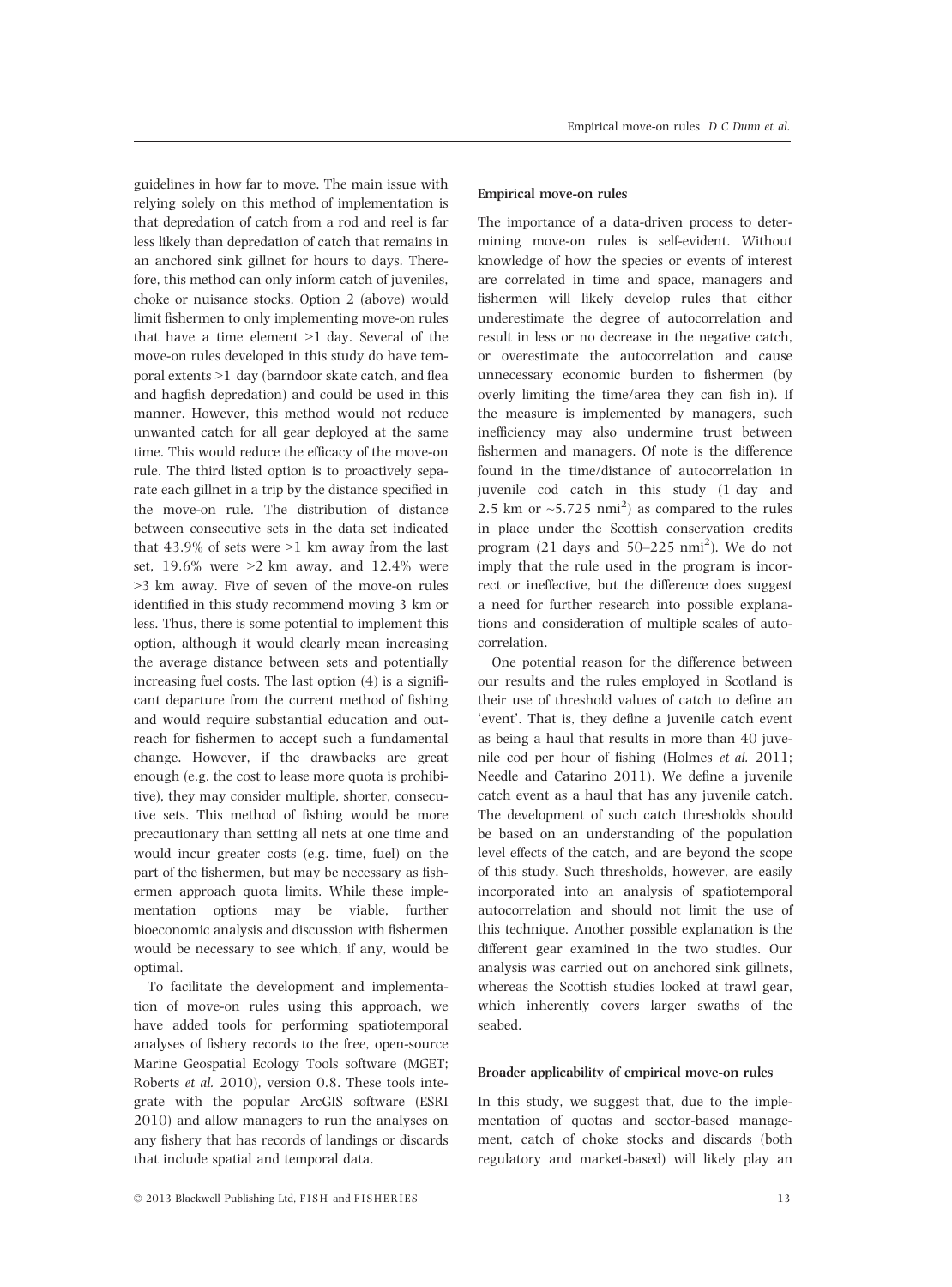guidelines in how far to move. The main issue with relying solely on this method of implementation is that depredation of catch from a rod and reel is far less likely than depredation of catch that remains in an anchored sink gillnet for hours to days. Therefore, this method can only inform catch of juveniles, choke or nuisance stocks. Option 2 (above) would limit fishermen to only implementing move-on rules that have a time element >1 day. Several of the move-on rules developed in this study do have temporal extents >1 day (barndoor skate catch, and flea and hagfish depredation) and could be used in this manner. However, this method would not reduce unwanted catch for all gear deployed at the same time. This would reduce the efficacy of the move-on rule. The third listed option is to proactively separate each gillnet in a trip by the distance specified in the move-on rule. The distribution of distance between consecutive sets in the data set indicated that 43.9% of sets were >1 km away from the last set, 19.6% were >2 km away, and 12.4% were >3 km away. Five of seven of the move-on rules identified in this study recommend moving 3 km or less. Thus, there is some potential to implement this option, although it would clearly mean increasing the average distance between sets and potentially increasing fuel costs. The last option (4) is a significant departure from the current method of fishing and would require substantial education and outreach for fishermen to accept such a fundamental change. However, if the drawbacks are great enough (e.g. the cost to lease more quota is prohibitive), they may consider multiple, shorter, consecutive sets. This method of fishing would be more precautionary than setting all nets at one time and would incur greater costs (e.g. time, fuel) on the part of the fishermen, but may be necessary as fishermen approach quota limits. While these implementation options may be viable, further bioeconomic analysis and discussion with fishermen would be necessary to see which, if any, would be optimal.

To facilitate the development and implementation of move-on rules using this approach, we have added tools for performing spatiotemporal analyses of fishery records to the free, open-source Marine Geospatial Ecology Tools software (MGET; Roberts *et al.* 2010), version 0.8. These tools integrate with the popular ArcGIS software (ESRI 2010) and allow managers to run the analyses on any fishery that has records of landings or discards that include spatial and temporal data.

#### Empirical move-on rules

The importance of a data-driven process to determining move-on rules is self-evident. Without knowledge of how the species or events of interest are correlated in time and space, managers and fishermen will likely develop rules that either underestimate the degree of autocorrelation and result in less or no decrease in the negative catch, or overestimate the autocorrelation and cause unnecessary economic burden to fishermen (by overly limiting the time/area they can fish in). If the measure is implemented by managers, such inefficiency may also undermine trust between fishermen and managers. Of note is the difference found in the time/distance of autocorrelation in juvenile cod catch in this study (1 day and 2.5 km or ~5.725 nmi$^2$) as compared to the rules in place under the Scottish conservation credits program (21 days and 50–225 nmi$^2$). We do not imply that the rule used in the program is incorrect or ineffective, but the difference does suggest a need for further research into possible explanations and consideration of multiple scales of autocorrelation.

One potential reason for the difference between our results and the rules employed in Scotland is their use of threshold values of catch to define an 'event'. That is, they define a juvenile catch event as being a haul that results in more than 40 juvenile cod per hour of fishing (Holmes *et al.* 2011; Needle and Catarino 2011). We define a juvenile catch event as a haul that has any juvenile catch. The development of such catch thresholds should be based on an understanding of the population level effects of the catch, and are beyond the scope of this study. Such thresholds, however, are easily incorporated into an analysis of spatiotemporal autocorrelation and should not limit the use of this technique. Another possible explanation is the different gear examined in the two studies. Our analysis was carried out on anchored sink gillnets, whereas the Scottish studies looked at trawl gear, which inherently covers larger swaths of the seabed.

#### Broader applicability of empirical move-on rules

In this study, we suggest that, due to the implementation of quotas and sector-based management, catch of choke stocks and discards (both regulatory and market-based) will likely play an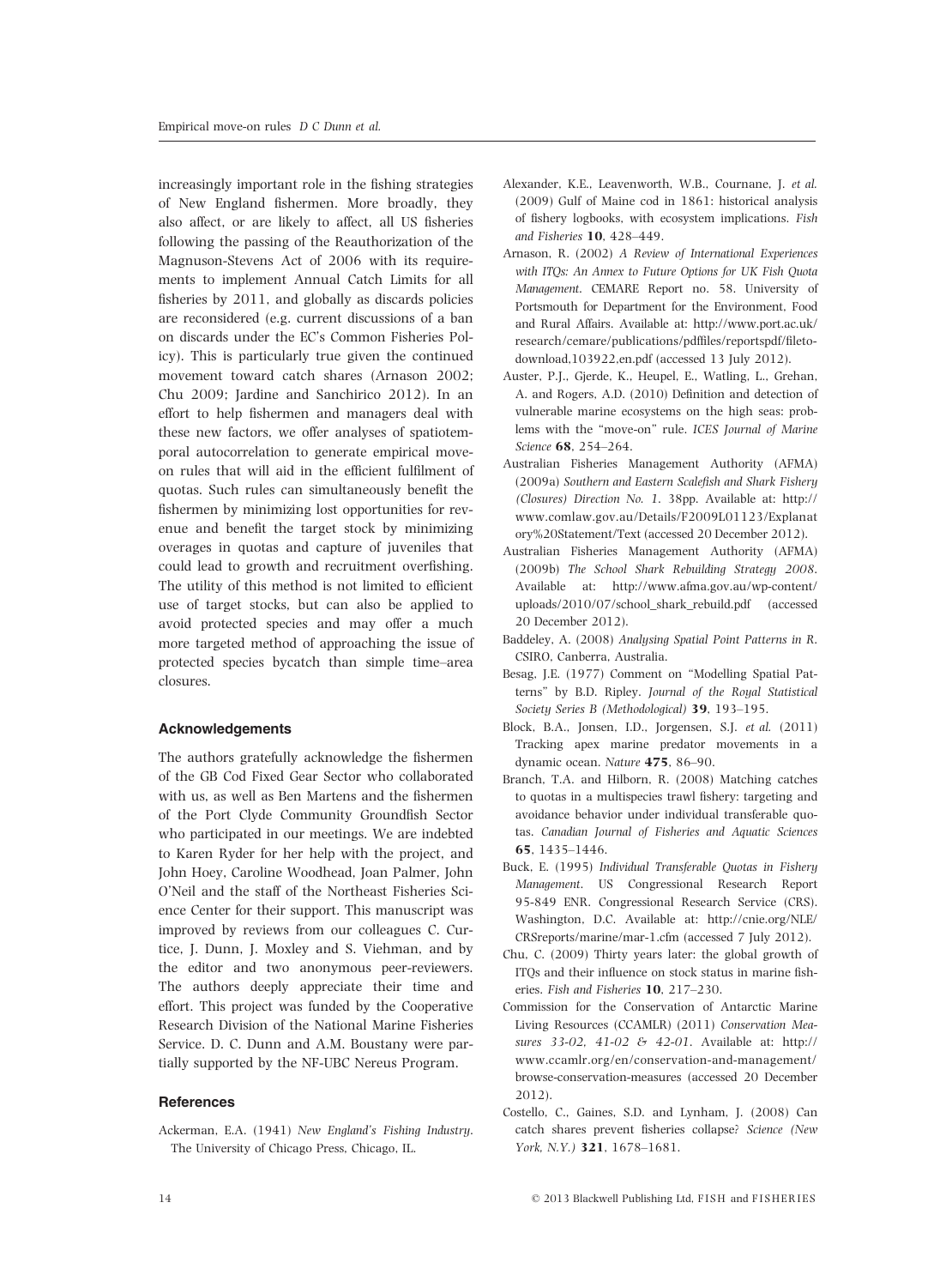increasingly important role in the fishing strategies of New England fishermen. More broadly, they also affect, or are likely to affect, all US fisheries following the passing of the Reauthorization of the Magnuson-Stevens Act of 2006 with its requirements to implement Annual Catch Limits for all fisheries by 2011, and globally as discards policies are reconsidered (e.g. current discussions of a ban on discards under the EC's Common Fisheries Policy). This is particularly true given the continued movement toward catch shares (Arnason 2002; Chu 2009; Jardine and Sanchirico 2012). In an effort to help fishermen and managers deal with these new factors, we offer analyses of spatiotemporal autocorrelation to generate empirical move-on rules that will aid in the efficient fulfilment of quotas. Such rules can simultaneously benefit the fishermen by minimizing lost opportunities for revenue and benefit the target stock by minimizing overages in quotas and capture of juveniles that could lead to growth and recruitment overfishing. The utility of this method is not limited to efficient use of target stocks, but can also be applied to avoid protected species and may offer a much more targeted method of approaching the issue of protected species bycatch than simple time–area closures.

## Acknowledgements

The authors gratefully acknowledge the fishermen of the GB Cod Fixed Gear Sector who collaborated with us, as well as Ben Martens and the fishermen of the Port Clyde Community Groundfish Sector who participated in our meetings. We are indebted to Karen Ryder for her help with the project, and John Hoey, Caroline Woodhead, Joan Palmer, John O'Neil and the staff of the Northeast Fisheries Science Center for their support. This manuscript was improved by reviews from our colleagues C. Curtice, J. Dunn, J. Moxley and S. Viehman, and by the editor and two anonymous peer-reviewers. The authors deeply appreciate their time and effort. This project was funded by the Cooperative Research Division of the National Marine Fisheries Service. D. C. Dunn and A.M. Boustany were partially supported by the NF-UBC Nereus Program.

## References

Ackerman, E.A. (1941) *New England's Fishing Industry*. The University of Chicago Press, Chicago, IL.

Alexander, K.E., Leavenworth, W.B., Cournane, J. *et al.* (2009) Gulf of Maine cod in 1861: historical analysis of fishery logbooks, with ecosystem implications. *Fish and Fisheries* **10**, 428–449.

Arnason, R. (2002) *A Review of International Experiences with ITQs: An Annex to Future Options for UK Fish Quota Management*. CEMARE Report no. 58. University of Portsmouth for Department for the Environment, Food and Rural Affairs. Available at: http://www.port.ac.uk/research/cemare/publications/pdffiles/reportspdf/filetodownload,103922,en.pdf (accessed 13 July 2012).

Auster, P.J., Gjerde, K., Heupel, E., Watling, L., Grehan, A. and Rogers, A.D. (2010) Definition and detection of vulnerable marine ecosystems on the high seas: problems with the "move-on" rule. *ICES Journal of Marine Science* **68**, 254–264.

Australian Fisheries Management Authority (AFMA) (2009a) *Southern and Eastern Scalefish and Shark Fishery (Closures) Direction No. 1*. 38pp. Available at: http://www.comlaw.gov.au/Details/F2009L01123/Explanatory%20Statement/Text (accessed 20 December 2012).

Australian Fisheries Management Authority (AFMA) (2009b) *The School Shark Rebuilding Strategy 2008*. Available at: http://www.afma.gov.au/wp-content/uploads/2010/07/school_shark_rebuild.pdf (accessed 20 December 2012).

Baddeley, A. (2008) *Analysing Spatial Point Patterns in R*. CSIRO, Canberra, Australia.

Besag, J.E. (1977) Comment on "Modelling Spatial Patterns" by B.D. Ripley. *Journal of the Royal Statistical Society Series B (Methodological)* **39**, 193–195.

Block, B.A., Jonsen, I.D., Jorgensen, S.J. *et al.* (2011) Tracking apex marine predator movements in a dynamic ocean. *Nature* **475**, 86–90.

Branch, T.A. and Hilborn, R. (2008) Matching catches to quotas in a multispecies trawl fishery: targeting and avoidance behavior under individual transferable quotas. *Canadian Journal of Fisheries and Aquatic Sciences* **65**, 1435–1446.

Buck, E. (1995) *Individual Transferable Quotas in Fishery Management*. US Congressional Research Report 95-849 ENR. Congressional Research Service (CRS). Washington, D.C. Available at: http://cnie.org/NLE/CRSreports/marine/mar-1.cfm (accessed 7 July 2012).

Chu, C. (2009) Thirty years later: the global growth of ITQs and their influence on stock status in marine fisheries. *Fish and Fisheries* **10**, 217–230.

Commission for the Conservation of Antarctic Marine Living Resources (CCAMLR) (2011) *Conservation Measures 33-02, 41-02 & 42-01*. Available at: http://www.ccamlr.org/en/conservation-and-management/browse-conservation-measures (accessed 20 December 2012).

Costello, C., Gaines, S.D. and Lynham, J. (2008) Can catch shares prevent fisheries collapse? *Science (New York, N.Y.)* **321**, 1678–1681.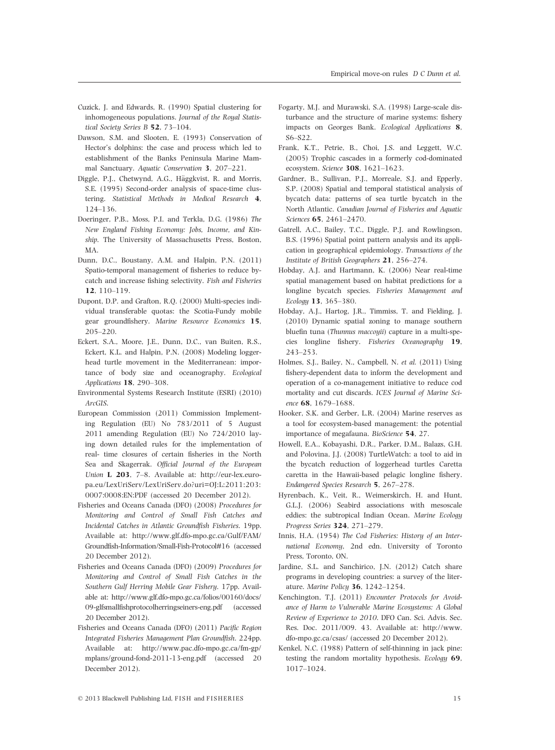Cuzick, J. and Edwards, R. (1990) Spatial clustering for inhomogeneous populations. *Journal of the Royal Statistical Society Series B* **52**, 73–104.

Dawson, S.M. and Slooten, E. (1993) Conservation of Hector's dolphins: the case and process which led to establishment of the Banks Peninsula Marine Mammal Sanctuary. *Aquatic Conservation* **3**, 207–221.

Diggle, P.J., Chetwynd, A.G., Häggkvist, R. and Morris, S.E. (1995) Second-order analysis of space-time clustering. *Statistical Methods in Medical Research* **4**, 124–136.

Doeringer, P.B., Moss, P.I. and Terkla, D.G. (1986) *The New England Fishing Economy: Jobs, Income, and Kinship.* The University of Massachusetts Press, Boston, MA.

Dunn, D.C., Boustany, A.M. and Halpin, P.N. (2011) Spatio-temporal management of fisheries to reduce bycatch and increase fishing selectivity. *Fish and Fisheries* **12**, 110–119.

Dupont, D.P. and Grafton, R.Q. (2000) Multi-species individual transferable quotas: the Scotia-Fundy mobile gear groundfishery. *Marine Resource Economics* **15**, 205–220.

Eckert, S.A., Moore, J.E., Dunn, D.C., van Buiten, R.S., Eckert, K.L. and Halpin, P.N. (2008) Modeling loggerhead turtle movement in the Mediterranean: importance of body size and oceanography. *Ecological Applications* **18**, 290–308.

Environmental Systems Research Institute (ESRI) (2010) *ArcGIS*.

European Commission (2011) Commission Implementing Regulation (EU) No 783/2011 of 5 August 2011 amending Regulation (EU) No 724/2010 laying down detailed rules for the implementation of real- time closures of certain fisheries in the North Sea and Skagerrak. *Official Journal of the European Union* **L 203**, 7–8. Available at: http://eur-lex.europa.eu/LexUriServ/LexUriServ.do?uri=OJ:L:2011:203:0007:0008:EN:PDF (accessed 20 December 2012).

Fisheries and Oceans Canada (DFO) (2008) *Procedures for Monitoring and Control of Small Fish Catches and Incidental Catches in Atlantic Groundfish Fisheries.* 19pp. Available at: http://www.glf.dfo-mpo.gc.ca/Gulf/FAM/Groundfish-Information/Small-Fish-Protocol#16 (accessed 20 December 2012).

Fisheries and Oceans Canada (DFO) (2009) *Procedures for Monitoring and Control of Small Fish Catches in the Southern Gulf Herring Mobile Gear Fishery.* 17pp. Available at: http://www.glf.dfo-mpo.gc.ca/folios/00160/docs/09-glfsmallfishprotocolherringseiners-eng.pdf (accessed 20 December 2012).

Fisheries and Oceans Canada (DFO) (2011) *Pacific Region Integrated Fisheries Management Plan Groundfish.* 224pp. Available at: http://www.pac.dfo-mpo.gc.ca/fm-gp/mplans/ground-fond-2011-13-eng.pdf (accessed 20 December 2012).

Fogarty, M.J. and Murawski, S.A. (1998) Large-scale disturbance and the structure of marine systems: fishery impacts on Georges Bank. *Ecological Applications* **8**, S6–S22.

Frank, K.T., Petrie, B., Choi, J.S. and Leggett, W.C. (2005) Trophic cascades in a formerly cod-dominated ecosystem. *Science* **308**, 1621–1623.

Gardner, B., Sullivan, P.J., Morreale, S.J. and Epperly, S.P. (2008) Spatial and temporal statistical analysis of bycatch data: patterns of sea turtle bycatch in the North Atlantic. *Canadian Journal of Fisheries and Aquatic Sciences* **65**, 2461–2470.

Gatrell, A.C., Bailey, T.C., Diggle, P.J. and Rowlingson, B.S. (1996) Spatial point pattern analysis and its application in geographical epidemiology. *Transactions of the Institute of British Geographers* **21**, 256–274.

Hobday, A.J. and Hartmann, K. (2006) Near real-time spatial management based on habitat predictions for a longline bycatch species. *Fisheries Management and Ecology* **13**, 365–380.

Hobday, A.J., Hartog, J.R., Timmiss, T. and Fielding, J. (2010) Dynamic spatial zoning to manage southern bluefin tuna (*Thunnus maccoyii*) capture in a multi-species longline fishery. *Fisheries Oceanography* **19**, 243–253.

Holmes, S.J., Bailey, N., Campbell, N. *et al.* (2011) Using fishery-dependent data to inform the development and operation of a co-management initiative to reduce cod mortality and cut discards. *ICES Journal of Marine Science* **68**, 1679–1688.

Hooker, S.K. and Gerber, L.R. (2004) Marine reserves as a tool for ecosystem-based management: the potential importance of megafauna. *BioScience* **54**, 27.

Howell, E.A., Kobayashi, D.R., Parker, D.M., Balazs, G.H. and Polovina, J.J. (2008) TurtleWatch: a tool to aid in the bycatch reduction of loggerhead turtles Caretta caretta in the Hawaii-based pelagic longline fishery. *Endangered Species Research* **5**, 267–278.

Hyrenbach, K., Veit, R., Weimerskirch, H. and Hunt, G.L.J. (2006) Seabird associations with mesoscale eddies: the subtropical Indian Ocean. *Marine Ecology Progress Series* **324**, 271–279.

Innis, H.A. (1954) *The Cod Fisheries: History of an International Economy*, 2nd edn. University of Toronto Press, Toronto, ON.

Jardine, S.L. and Sanchirico, J.N. (2012) Catch share programs in developing countries: a survey of the literature. *Marine Policy* **36**, 1242–1254.

Kenchington, T.J. (2011) *Encounter Protocols for Avoidance of Harm to Vulnerable Marine Ecosystems: A Global Review of Experience to 2010.* DFO Can. Sci. Advis. Sec. Res. Doc. 2011/009. 43. Available at: http://www.dfo-mpo.gc.ca/csas/ (accessed 20 December 2012).

Kenkel, N.C. (1988) Pattern of self-thinning in jack pine: testing the random mortality hypothesis. *Ecology* **69**, 1017–1024.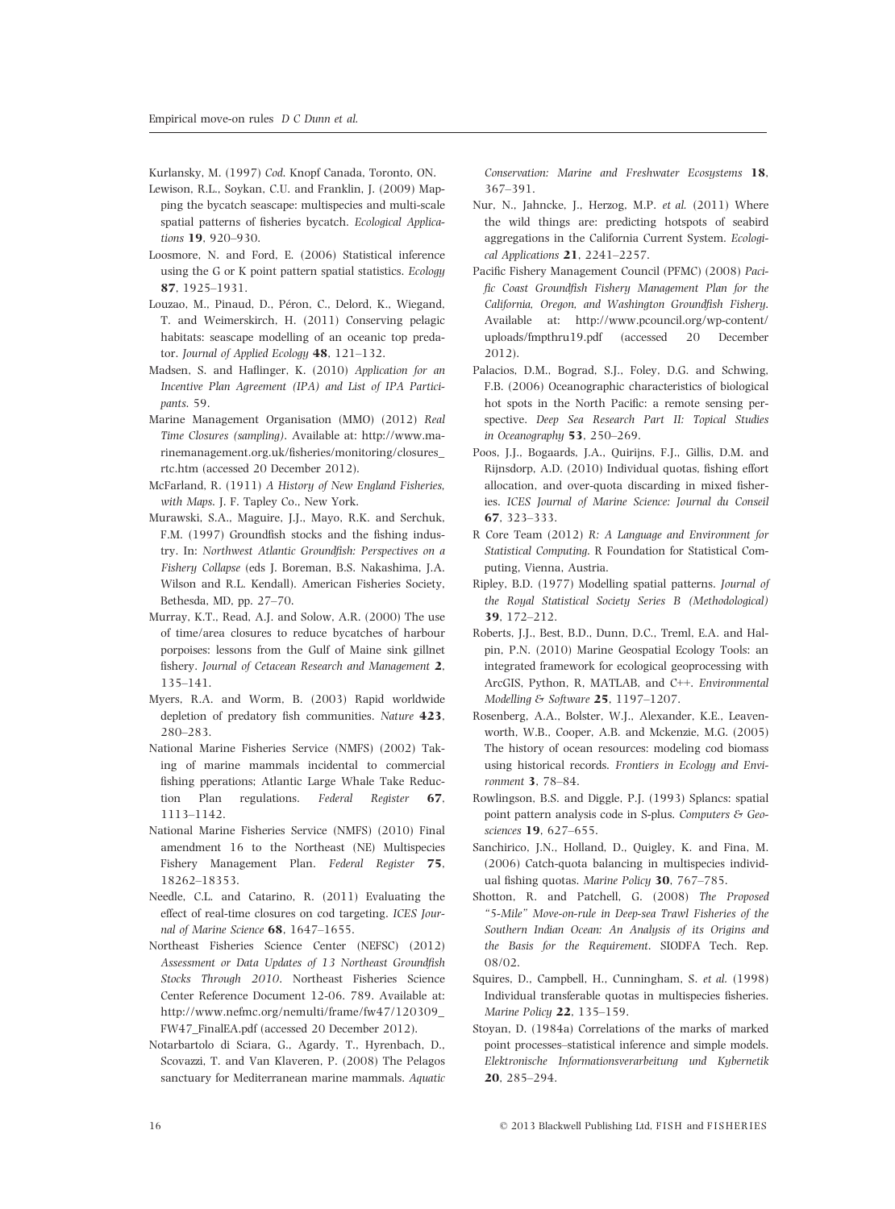Kurlansky, M. (1997) *Cod*. Knopf Canada, Toronto, ON.

Lewison, R.L., Soykan, C.U. and Franklin, J. (2009) Mapping the bycatch seascape: multispecies and multi-scale spatial patterns of fisheries bycatch. *Ecological Applications* **19**, 920–930.

Loosmore, N. and Ford, E. (2006) Statistical inference using the G or K point pattern spatial statistics. *Ecology* **87**, 1925–1931.

Louzao, M., Pinaud, D., Péron, C., Delord, K., Wiegand, T. and Weimerskirch, H. (2011) Conserving pelagic habitats: seascape modelling of an oceanic top predator. *Journal of Applied Ecology* **48**, 121–132.

Madsen, S. and Haflinger, K. (2010) *Application for an Incentive Plan Agreement (IPA) and List of IPA Participants*. 59.

Marine Management Organisation (MMO) (2012) *Real Time Closures (sampling)*. Available at: http://www.marinemanagement.org.uk/fisheries/monitoring/closures_rtc.htm (accessed 20 December 2012).

McFarland, R. (1911) *A History of New England Fisheries, with Maps*. J. F. Tapley Co., New York.

Murawski, S.A., Maguire, J.J., Mayo, R.K. and Serchuk, F.M. (1997) Groundfish stocks and the fishing industry. In: *Northwest Atlantic Groundfish: Perspectives on a Fishery Collapse* (eds J. Boreman, B.S. Nakashima, J.A. Wilson and R.L. Kendall). American Fisheries Society, Bethesda, MD, pp. 27–70.

Murray, K.T., Read, A.J. and Solow, A.R. (2000) The use of time/area closures to reduce bycatches of harbour porpoises: lessons from the Gulf of Maine sink gillnet fishery. *Journal of Cetacean Research and Management* **2**, 135–141.

Myers, R.A. and Worm, B. (2003) Rapid worldwide depletion of predatory fish communities. *Nature* **423**, 280–283.

National Marine Fisheries Service (NMFS) (2002) Taking of marine mammals incidental to commercial fishing pperations; Atlantic Large Whale Take Reduction Plan regulations. *Federal Register* **67**, 1113–1142.

National Marine Fisheries Service (NMFS) (2010) Final amendment 16 to the Northeast (NE) Multispecies Fishery Management Plan. *Federal Register* **75**, 18262–18353.

Needle, C.L. and Catarino, R. (2011) Evaluating the effect of real-time closures on cod targeting. *ICES Journal of Marine Science* **68**, 1647–1655.

Northeast Fisheries Science Center (NEFSC) (2012) *Assessment or Data Updates of 13 Northeast Groundfish Stocks Through 2010*. Northeast Fisheries Science Center Reference Document 12-06. 789. Available at: http://www.nefmc.org/nemulti/frame/fw47/120309_FW47_FinalEA.pdf (accessed 20 December 2012).

Notarbartolo di Sciara, G., Agardy, T., Hyrenbach, D., Scovazzi, T. and Van Klaveren, P. (2008) The Pelagos sanctuary for Mediterranean marine mammals. *Aquatic Conservation: Marine and Freshwater Ecosystems* **18**, 367–391.

Nur, N., Jahncke, J., Herzog, M.P. *et al.* (2011) Where the wild things are: predicting hotspots of seabird aggregations in the California Current System. *Ecological Applications* **21**, 2241–2257.

Pacific Fishery Management Council (PFMC) (2008) *Pacific Coast Groundfish Fishery Management Plan for the California, Oregon, and Washington Groundfish Fishery*. Available at: http://www.pcouncil.org/wp-content/uploads/fmpthru19.pdf (accessed 20 December 2012).

Palacios, D.M., Bograd, S.J., Foley, D.G. and Schwing, F.B. (2006) Oceanographic characteristics of biological hot spots in the North Pacific: a remote sensing perspective. *Deep Sea Research Part II: Topical Studies in Oceanography* **53**, 250–269.

Poos, J.J., Bogaards, J.A., Quirijns, F.J., Gillis, D.M. and Rijnsdorp, A.D. (2010) Individual quotas, fishing effort allocation, and over-quota discarding in mixed fisheries. *ICES Journal of Marine Science: Journal du Conseil* **67**, 323–333.

R Core Team (2012) *R: A Language and Environment for Statistical Computing*. R Foundation for Statistical Computing, Vienna, Austria.

Ripley, B.D. (1977) Modelling spatial patterns. *Journal of the Royal Statistical Society Series B (Methodological)* **39**, 172–212.

Roberts, J.J., Best, B.D., Dunn, D.C., Treml, E.A. and Halpin, P.N. (2010) Marine Geospatial Ecology Tools: an integrated framework for ecological geoprocessing with ArcGIS, Python, R, MATLAB, and C++. *Environmental Modelling & Software* **25**, 1197–1207.

Rosenberg, A.A., Bolster, W.J., Alexander, K.E., Leavenworth, W.B., Cooper, A.B. and Mckenzie, M.G. (2005) The history of ocean resources: modeling cod biomass using historical records. *Frontiers in Ecology and Environment* **3**, 78–84.

Rowlingson, B.S. and Diggle, P.J. (1993) Splancs: spatial point pattern analysis code in S-plus. *Computers & Geosciences* **19**, 627–655.

Sanchirico, J.N., Holland, D., Quigley, K. and Fina, M. (2006) Catch-quota balancing in multispecies individual fishing quotas. *Marine Policy* **30**, 767–785.

Shotton, R. and Patchell, G. (2008) *The Proposed "5-Mile" Move-on-rule in Deep-sea Trawl Fisheries of the Southern Indian Ocean: An Analysis of its Origins and the Basis for the Requirement*. SIODFA Tech. Rep. 08/02.

Squires, D., Campbell, H., Cunningham, S. *et al.* (1998) Individual transferable quotas in multispecies fisheries. *Marine Policy* **22**, 135–159.

Stoyan, D. (1984a) Correlations of the marks of marked point processes–statistical inference and simple models. *Elektronische Informationsverarbeitung und Kybernetik* **20**, 285–294.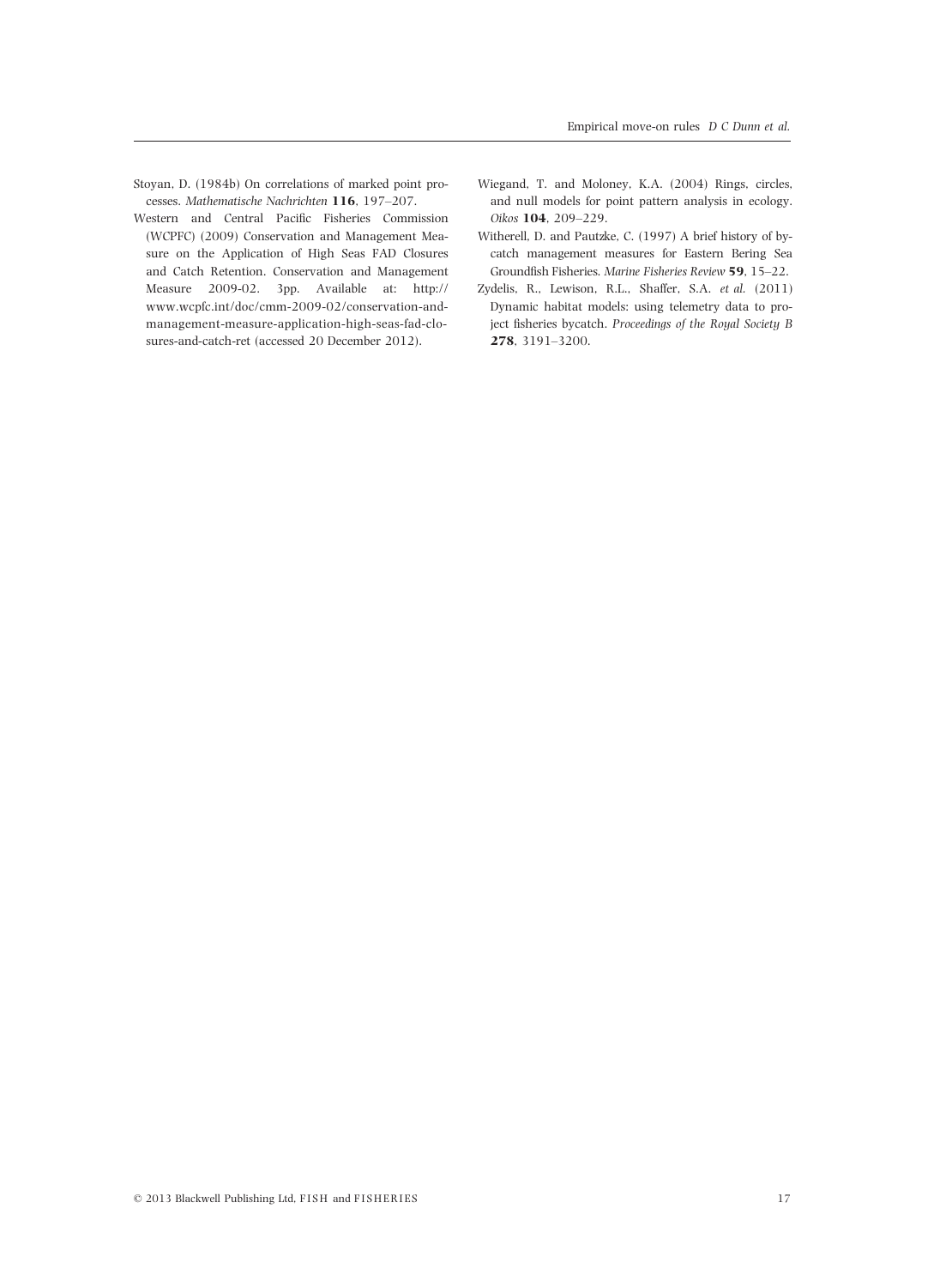Stoyan, D. (1984b) On correlations of marked point processes. *Mathematische Nachrichten* **116**, 197–207.

Western and Central Pacific Fisheries Commission (WCPFC) (2009) Conservation and Management Measure on the Application of High Seas FAD Closures and Catch Retention. Conservation and Management Measure 2009-02. 3pp. Available at: http://www.wcpfc.int/doc/cmm-2009-02/conservation-and-management-measure-application-high-seas-fad-closures-and-catch-ret (accessed 20 December 2012).

Wiegand, T. and Moloney, K.A. (2004) Rings, circles, and null models for point pattern analysis in ecology. *Oikos* **104**, 209–229.

Witherell, D. and Pautzke, C. (1997) A brief history of bycatch management measures for Eastern Bering Sea Groundfish Fisheries. *Marine Fisheries Review* **59**, 15–22.

Zydelis, R., Lewison, R.L., Shaffer, S.A. *et al.* (2011) Dynamic habitat models: using telemetry data to project fisheries bycatch. *Proceedings of the Royal Society B* **278**, 3191–3200.